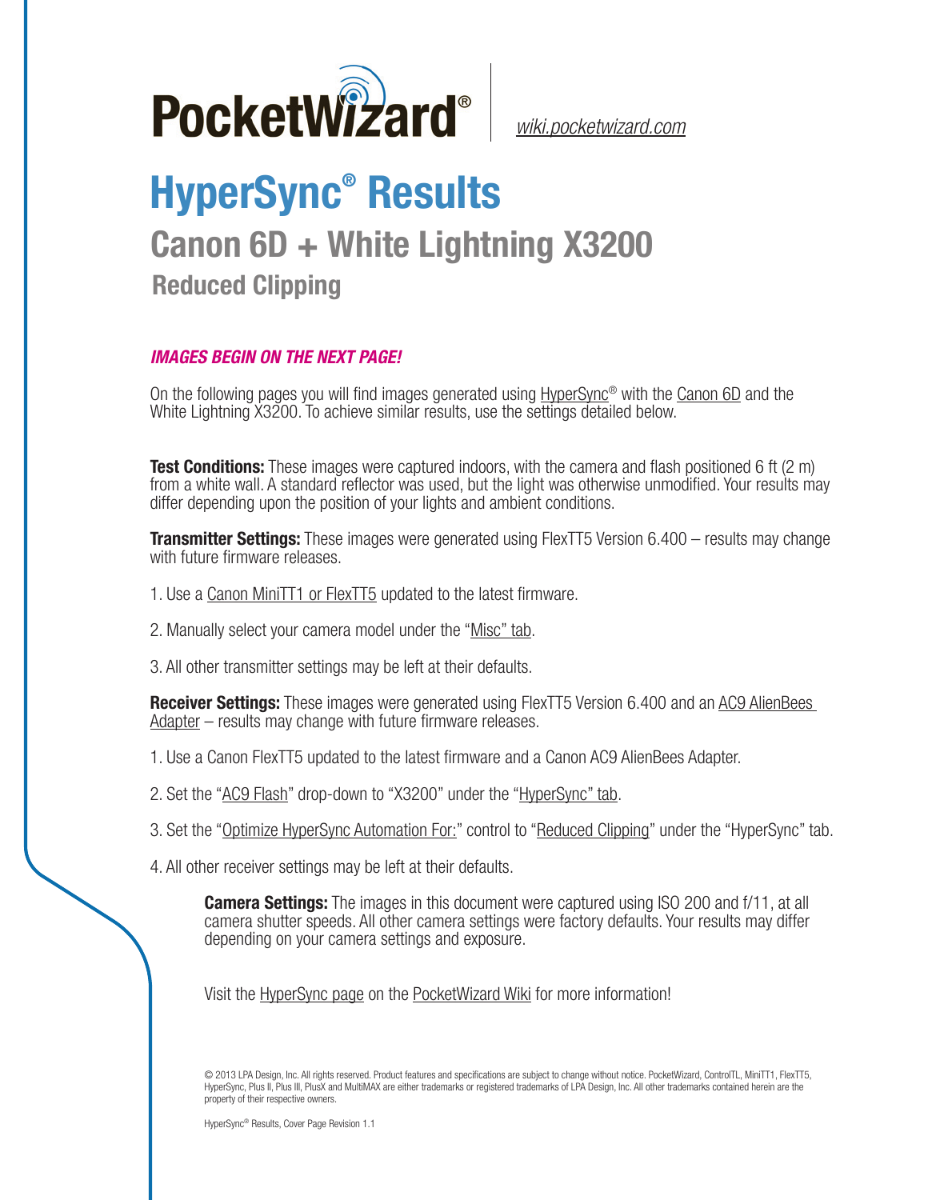PocketWizard® | wiki.pocketwizard.com

# HyperSync® Results

## Canon 6D + White Lightning X3200

### Reduced Clipping

***IMAGES BEGIN ON THE NEXT PAGE!***

On the following pages you will find images generated using HyperSync® with the Canon 6D and the White Lightning X3200. To achieve similar results, use the settings detailed below.

**Test Conditions:** These images were captured indoors, with the camera and flash positioned 6 ft (2 m) from a white wall. A standard reflector was used, but the light was otherwise unmodified. Your results may differ depending upon the position of your lights and ambient conditions.

**Transmitter Settings:** These images were generated using FlexTT5 Version 6.400 – results may change with future firmware releases.

1. Use a Canon MiniTT1 or FlexTT5 updated to the latest firmware.

2. Manually select your camera model under the "Misc" tab.

3. All other transmitter settings may be left at their defaults.

**Receiver Settings:** These images were generated using FlexTT5 Version 6.400 and an AC9 AlienBees Adapter – results may change with future firmware releases.

1. Use a Canon FlexTT5 updated to the latest firmware and a Canon AC9 AlienBees Adapter.

2. Set the "AC9 Flash" drop-down to "X3200" under the "HyperSync" tab.

3. Set the "Optimize HyperSync Automation For:" control to "Reduced Clipping" under the "HyperSync" tab.

4. All other receiver settings may be left at their defaults.

**Camera Settings:** The images in this document were captured using ISO 200 and f/11, at all camera shutter speeds. All other camera settings were factory defaults. Your results may differ depending on your camera settings and exposure.

Visit the HyperSync page on the PocketWizard Wiki for more information!

© 2013 LPA Design, Inc. All rights reserved. Product features and specifications are subject to change without notice. PocketWizard, ControlTL, MiniTT1, FlexTT5, HyperSync, Plus II, Plus III, PlusX and MultiMAX are either trademarks or registered trademarks of LPA Design, Inc. All other trademarks contained herein are the property of their respective owners.

HyperSync® Results, Cover Page Revision 1.1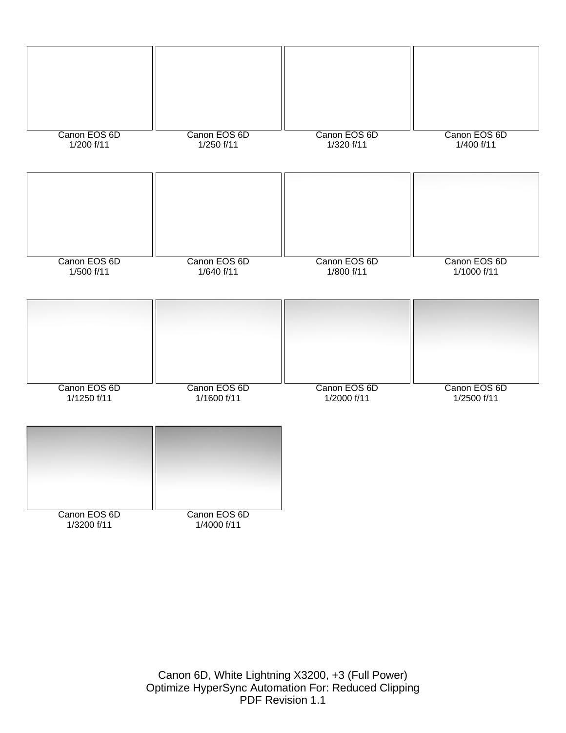Canon EOS 6D
1/200 f/11

Canon EOS 6D
1/250 f/11

Canon EOS 6D
1/320 f/11

Canon EOS 6D
1/400 f/11

Canon EOS 6D
1/500 f/11

Canon EOS 6D
1/640 f/11

Canon EOS 6D
1/800 f/11

Canon EOS 6D
1/1000 f/11

Canon EOS 6D
1/1250 f/11

Canon EOS 6D
1/1600 f/11

Canon EOS 6D
1/2000 f/11

Canon EOS 6D
1/2500 f/11

Canon EOS 6D
1/3200 f/11

Canon EOS 6D
1/4000 f/11

Canon 6D, White Lightning X3200, +3 (Full Power)
Optimize HyperSync Automation For: Reduced Clipping
PDF Revision 1.1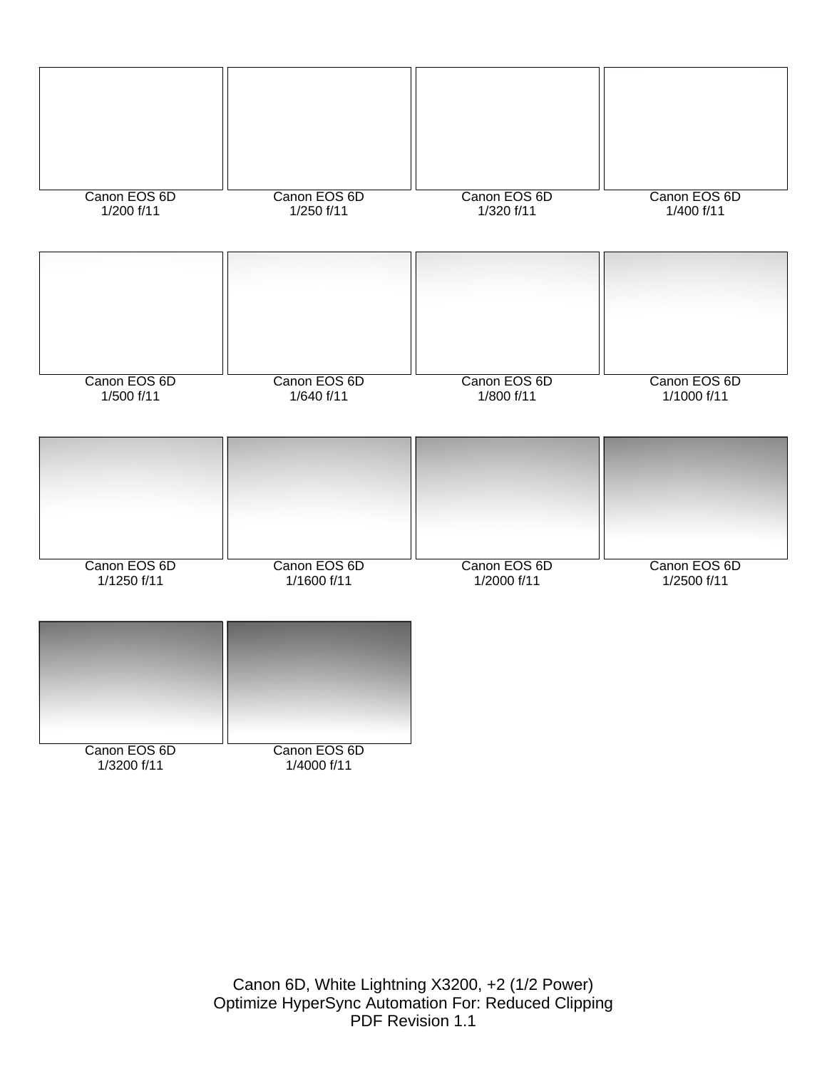Canon EOS 6D
1/200 f/11

Canon EOS 6D
1/250 f/11

Canon EOS 6D
1/320 f/11

Canon EOS 6D
1/400 f/11

Canon EOS 6D
1/500 f/11

Canon EOS 6D
1/640 f/11

Canon EOS 6D
1/800 f/11

Canon EOS 6D
1/1000 f/11

Canon EOS 6D
1/1250 f/11

Canon EOS 6D
1/1600 f/11

Canon EOS 6D
1/2000 f/11

Canon EOS 6D
1/2500 f/11

Canon EOS 6D
1/3200 f/11

Canon EOS 6D
1/4000 f/11

Canon 6D, White Lightning X3200, +2 (1/2 Power)
Optimize HyperSync Automation For: Reduced Clipping
PDF Revision 1.1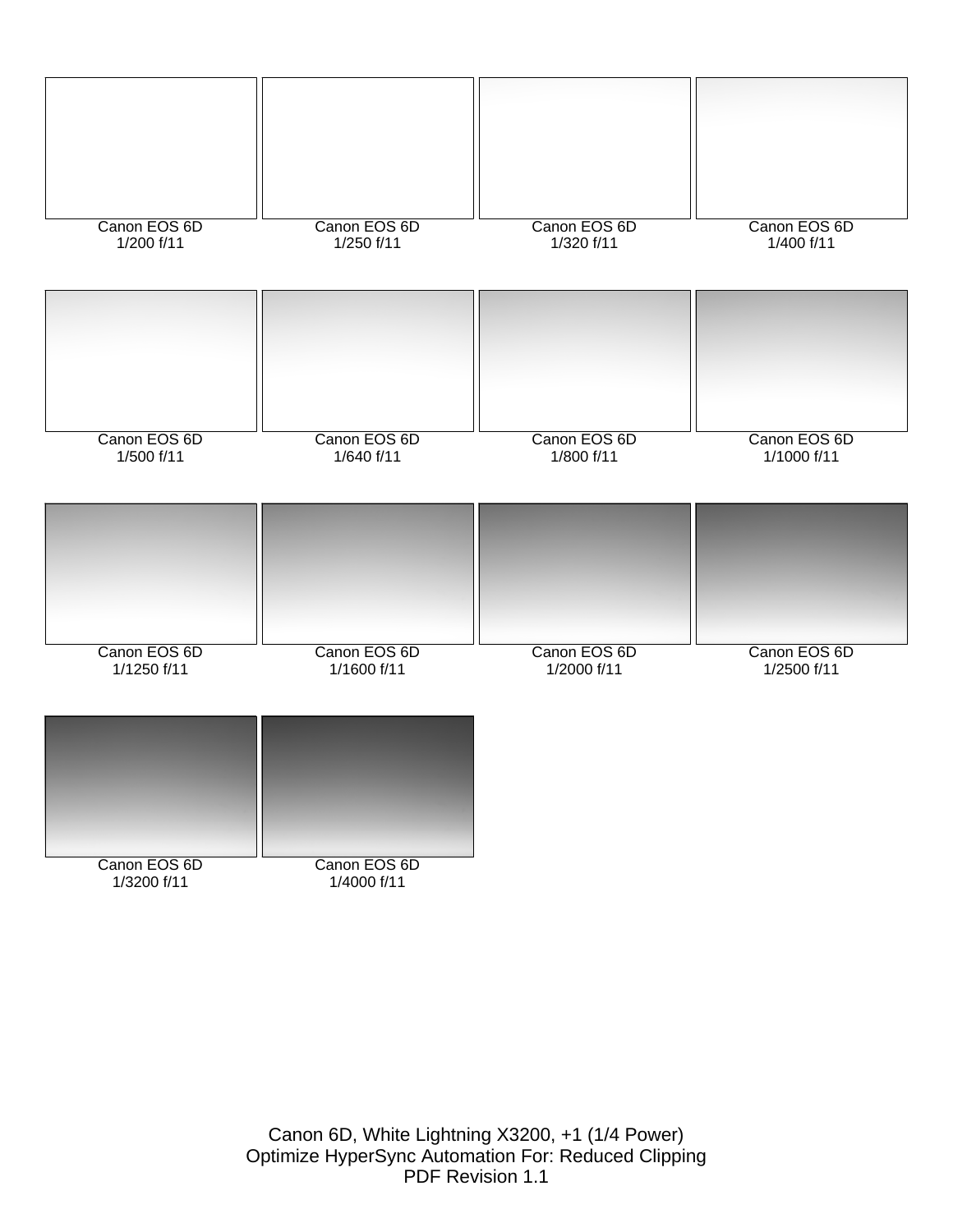Canon EOS 6D
1/200 f/11

Canon EOS 6D
1/250 f/11

Canon EOS 6D
1/320 f/11

Canon EOS 6D
1/400 f/11

Canon EOS 6D
1/500 f/11

Canon EOS 6D
1/640 f/11

Canon EOS 6D
1/800 f/11

Canon EOS 6D
1/1000 f/11

Canon EOS 6D
1/1250 f/11

Canon EOS 6D
1/1600 f/11

Canon EOS 6D
1/2000 f/11

Canon EOS 6D
1/2500 f/11

Canon EOS 6D
1/3200 f/11

Canon EOS 6D
1/4000 f/11

Canon 6D, White Lightning X3200, +1 (1/4 Power)
Optimize HyperSync Automation For: Reduced Clipping
PDF Revision 1.1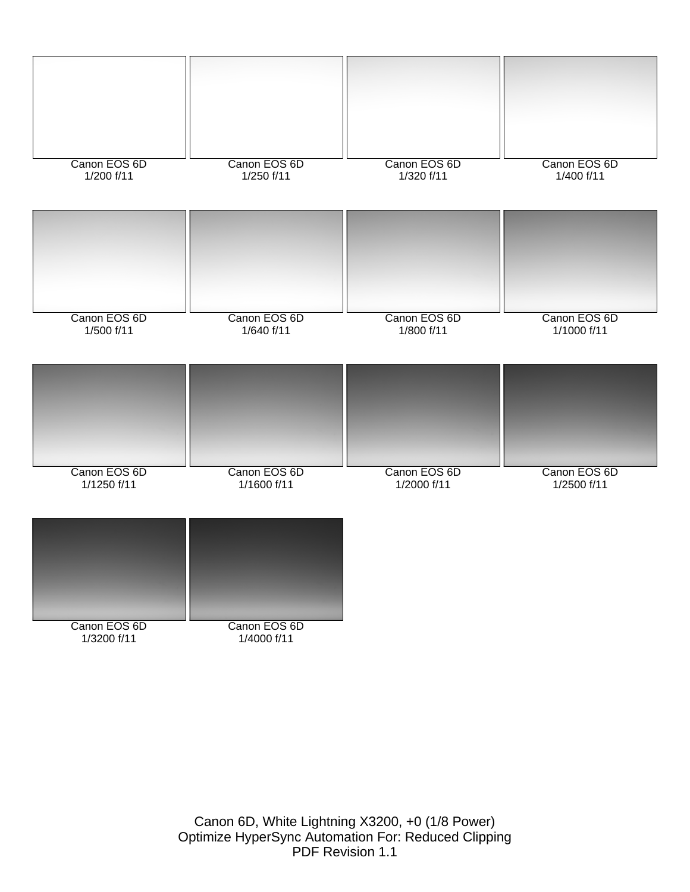Canon EOS 6D
1/200 f/11

Canon EOS 6D
1/250 f/11

Canon EOS 6D
1/320 f/11

Canon EOS 6D
1/400 f/11

Canon EOS 6D
1/500 f/11

Canon EOS 6D
1/640 f/11

Canon EOS 6D
1/800 f/11

Canon EOS 6D
1/1000 f/11

Canon EOS 6D
1/1250 f/11

Canon EOS 6D
1/1600 f/11

Canon EOS 6D
1/2000 f/11

Canon EOS 6D
1/2500 f/11

Canon EOS 6D
1/3200 f/11

Canon EOS 6D
1/4000 f/11

Canon 6D, White Lightning X3200, +0 (1/8 Power)
Optimize HyperSync Automation For: Reduced Clipping
PDF Revision 1.1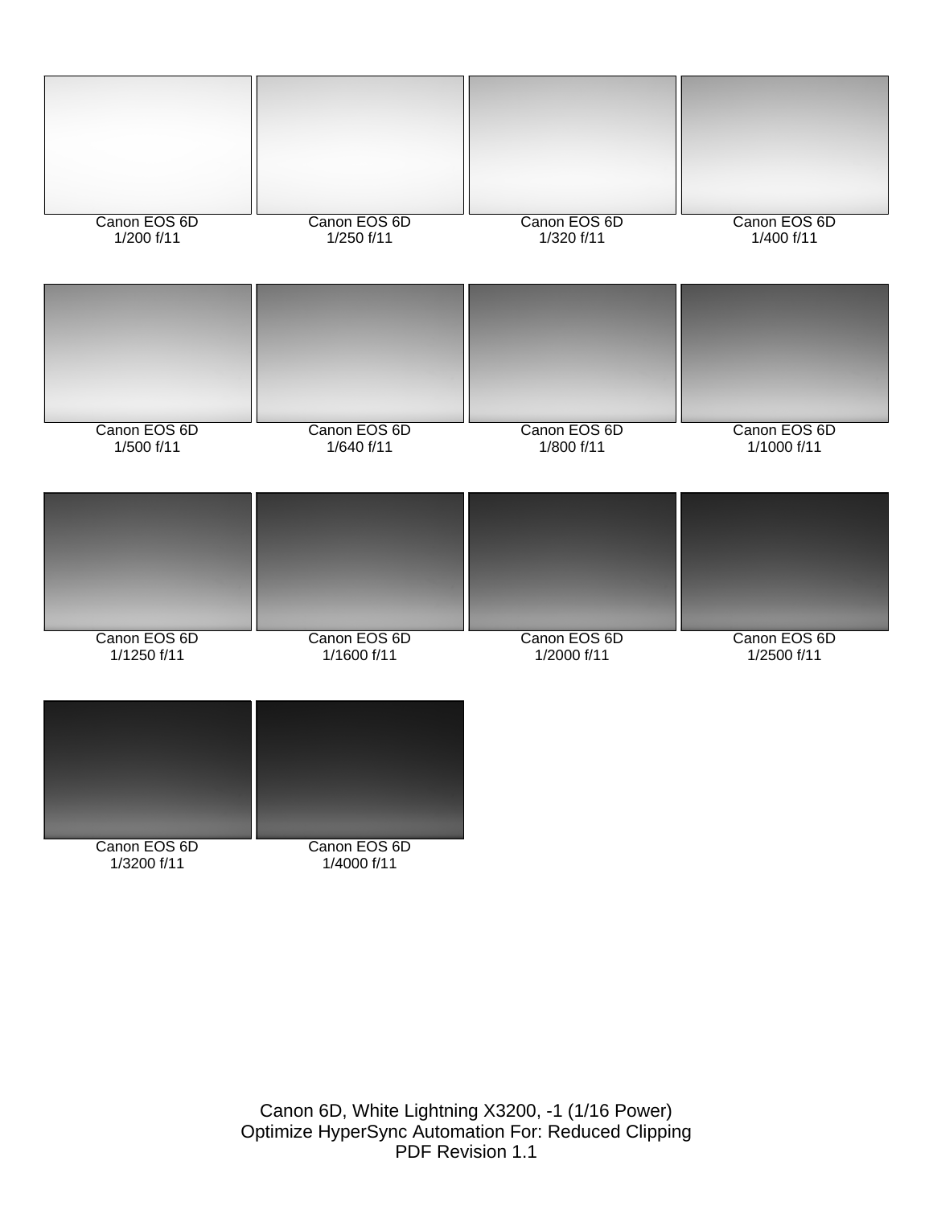Canon EOS 6D
1/200 f/11

Canon EOS 6D
1/250 f/11

Canon EOS 6D
1/320 f/11

Canon EOS 6D
1/400 f/11

Canon EOS 6D
1/500 f/11

Canon EOS 6D
1/640 f/11

Canon EOS 6D
1/800 f/11

Canon EOS 6D
1/1000 f/11

Canon EOS 6D
1/1250 f/11

Canon EOS 6D
1/1600 f/11

Canon EOS 6D
1/2000 f/11

Canon EOS 6D
1/2500 f/11

Canon EOS 6D
1/3200 f/11

Canon EOS 6D
1/4000 f/11

Canon 6D, White Lightning X3200, -1 (1/16 Power)
Optimize HyperSync Automation For: Reduced Clipping
PDF Revision 1.1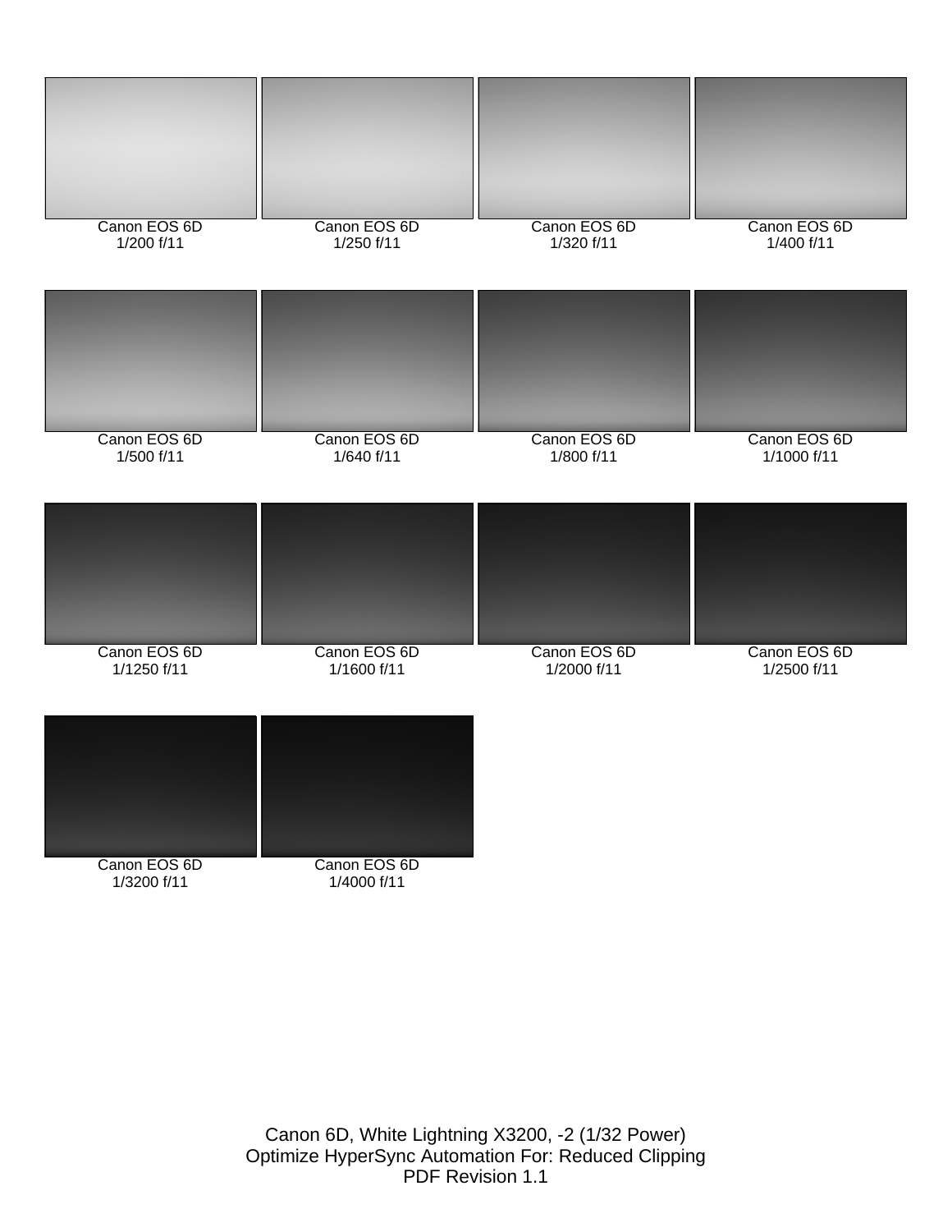Canon EOS 6D
1/200 f/11

Canon EOS 6D
1/250 f/11

Canon EOS 6D
1/320 f/11

Canon EOS 6D
1/400 f/11

Canon EOS 6D
1/500 f/11

Canon EOS 6D
1/640 f/11

Canon EOS 6D
1/800 f/11

Canon EOS 6D
1/1000 f/11

Canon EOS 6D
1/1250 f/11

Canon EOS 6D
1/1600 f/11

Canon EOS 6D
1/2000 f/11

Canon EOS 6D
1/2500 f/11

Canon EOS 6D
1/3200 f/11

Canon EOS 6D
1/4000 f/11

Canon 6D, White Lightning X3200, -2 (1/32 Power)
Optimize HyperSync Automation For: Reduced Clipping
PDF Revision 1.1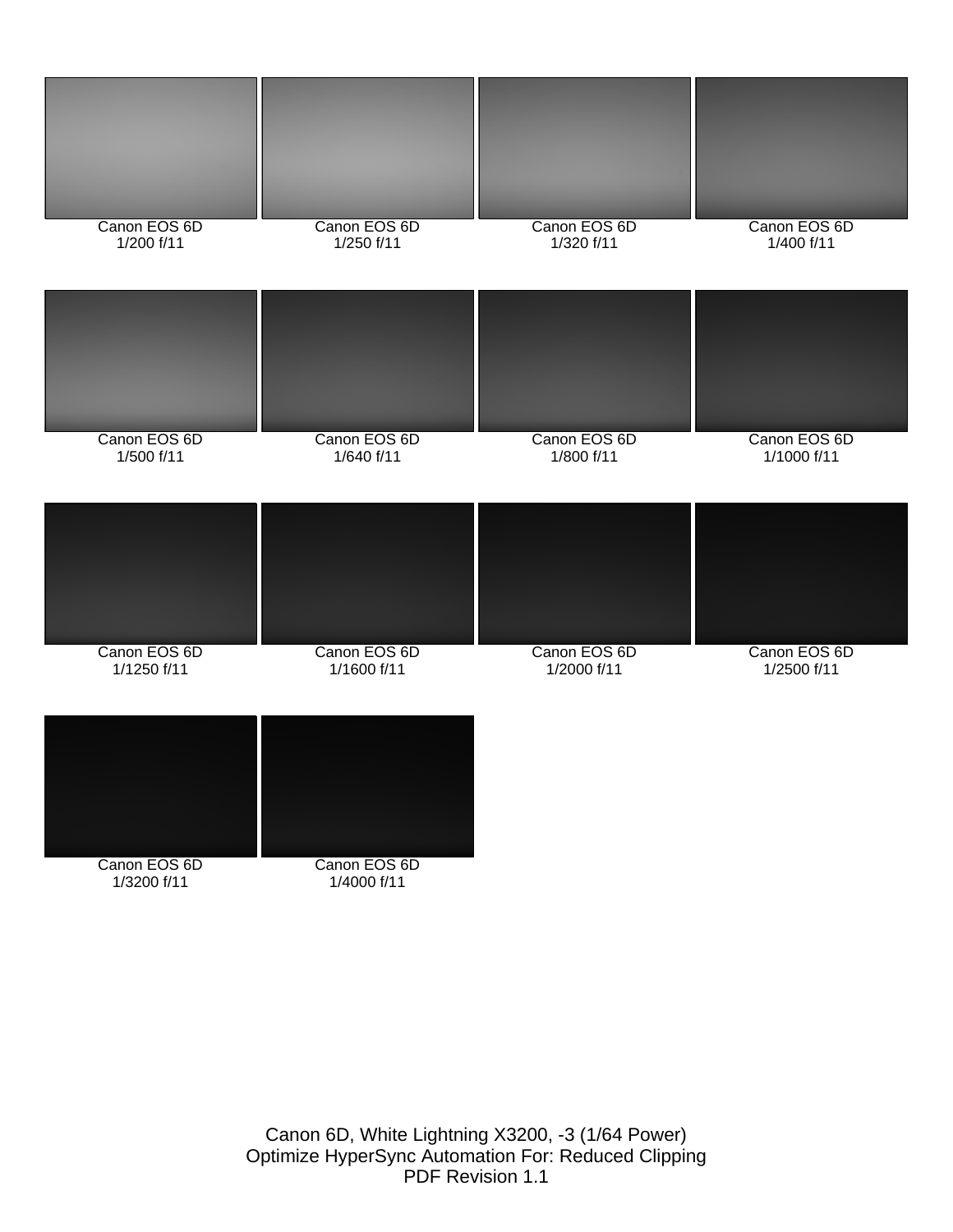Canon EOS 6D
1/200 f/11

Canon EOS 6D
1/250 f/11

Canon EOS 6D
1/320 f/11

Canon EOS 6D
1/400 f/11

Canon EOS 6D
1/500 f/11

Canon EOS 6D
1/640 f/11

Canon EOS 6D
1/800 f/11

Canon EOS 6D
1/1000 f/11

Canon EOS 6D
1/1250 f/11

Canon EOS 6D
1/1600 f/11

Canon EOS 6D
1/2000 f/11

Canon EOS 6D
1/2500 f/11

Canon EOS 6D
1/3200 f/11

Canon EOS 6D
1/4000 f/11

Canon 6D, White Lightning X3200, -3 (1/64 Power)
Optimize HyperSync Automation For: Reduced Clipping
PDF Revision 1.1